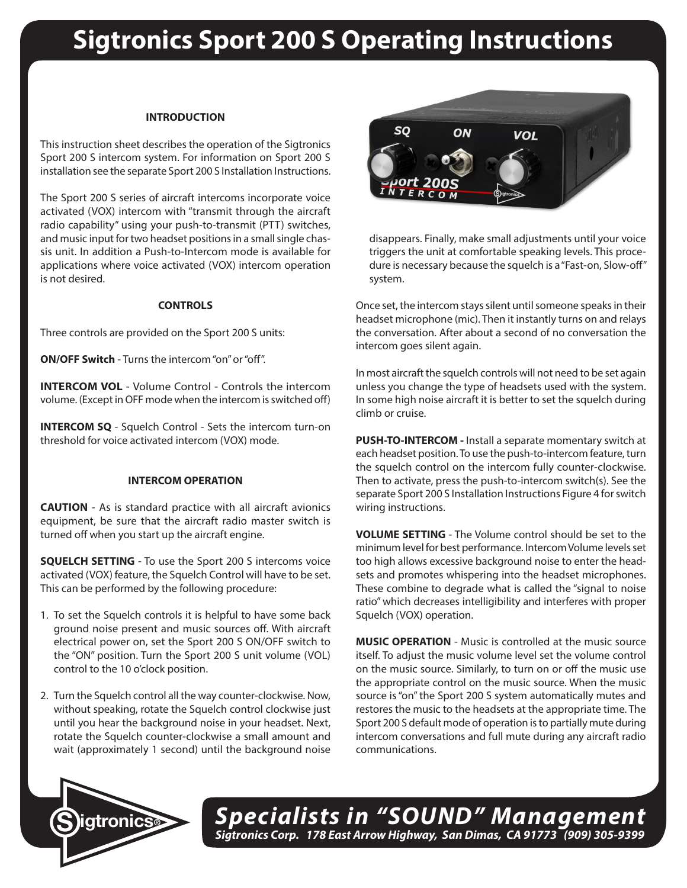# Sigtronics Sport 200 S Operating Instructions

## INTRODUCTION

This instruction sheet describes the operation of the Sigtronics Sport 200 S intercom system. For information on Sport 200 S installation see the separate Sport 200 S Installation Instructions.

The Sport 200 S series of aircraft intercoms incorporate voice activated (VOX) intercom with "transmit through the aircraft radio capability" using your push-to-transmit (PTT) switches, and music input for two headset positions in a small single chassis unit. In addition a Push-to-Intercom mode is available for applications where voice activated (VOX) intercom operation is not desired.

## CONTROLS

Three controls are provided on the Sport 200 S units:

**ON/OFF Switch** - Turns the intercom "on" or "off".

**INTERCOM VOL** - Volume Control - Controls the intercom volume. (Except in OFF mode when the intercom is switched off)

**INTERCOM SQ** - Squelch Control - Sets the intercom turn-on threshold for voice activated intercom (VOX) mode.

## INTERCOM OPERATION

**CAUTION** - As is standard practice with all aircraft avionics equipment, be sure that the aircraft radio master switch is turned off when you start up the aircraft engine.

**SQUELCH SETTING** - To use the Sport 200 S intercoms voice activated (VOX) feature, the Squelch Control will have to be set. This can be performed by the following procedure:

1. To set the Squelch controls it is helpful to have some back ground noise present and music sources off. With aircraft electrical power on, set the Sport 200 S ON/OFF switch to the "ON" position. Turn the Sport 200 S unit volume (VOL) control to the 10 o'clock position.
2. Turn the Squelch control all the way counter-clockwise. Now, without speaking, rotate the Squelch control clockwise just until you hear the background noise in your headset. Next, rotate the Squelch counter-clockwise a small amount and wait (approximately 1 second) until the background noise disappears. Finally, make small adjustments until your voice triggers the unit at comfortable speaking levels. This procedure is necessary because the squelch is a "Fast-on, Slow-off" system.

Once set, the intercom stays silent until someone speaks in their headset microphone (mic). Then it instantly turns on and relays the conversation. After about a second of no conversation the intercom goes silent again.

In most aircraft the squelch controls will not need to be set again unless you change the type of headsets used with the system. In some high noise aircraft it is better to set the squelch during climb or cruise.

**PUSH-TO-INTERCOM -** Install a separate momentary switch at each headset position. To use the push-to-intercom feature, turn the squelch control on the intercom fully counter-clockwise. Then to activate, press the push-to-intercom switch(s). See the separate Sport 200 S Installation Instructions Figure 4 for switch wiring instructions.

**VOLUME SETTING** - The Volume control should be set to the minimum level for best performance. Intercom Volume levels set too high allows excessive background noise to enter the headsets and promotes whispering into the headset microphones. These combine to degrade what is called the "signal to noise ratio" which decreases intelligibility and interferes with proper Squelch (VOX) operation.

**MUSIC OPERATION** - Music is controlled at the music source itself. To adjust the music volume level set the volume control on the music source. Similarly, to turn on or off the music use the appropriate control on the music source. When the music source is "on" the Sport 200 S system automatically mutes and restores the music to the headsets at the appropriate time. The Sport 200 S default mode of operation is to partially mute during intercom conversations and full mute during any aircraft radio communications.

***Specialists in "SOUND" Management***

*Sigtronics Corp. 178 East Arrow Highway, San Dimas, CA 91773 (909) 305-9399*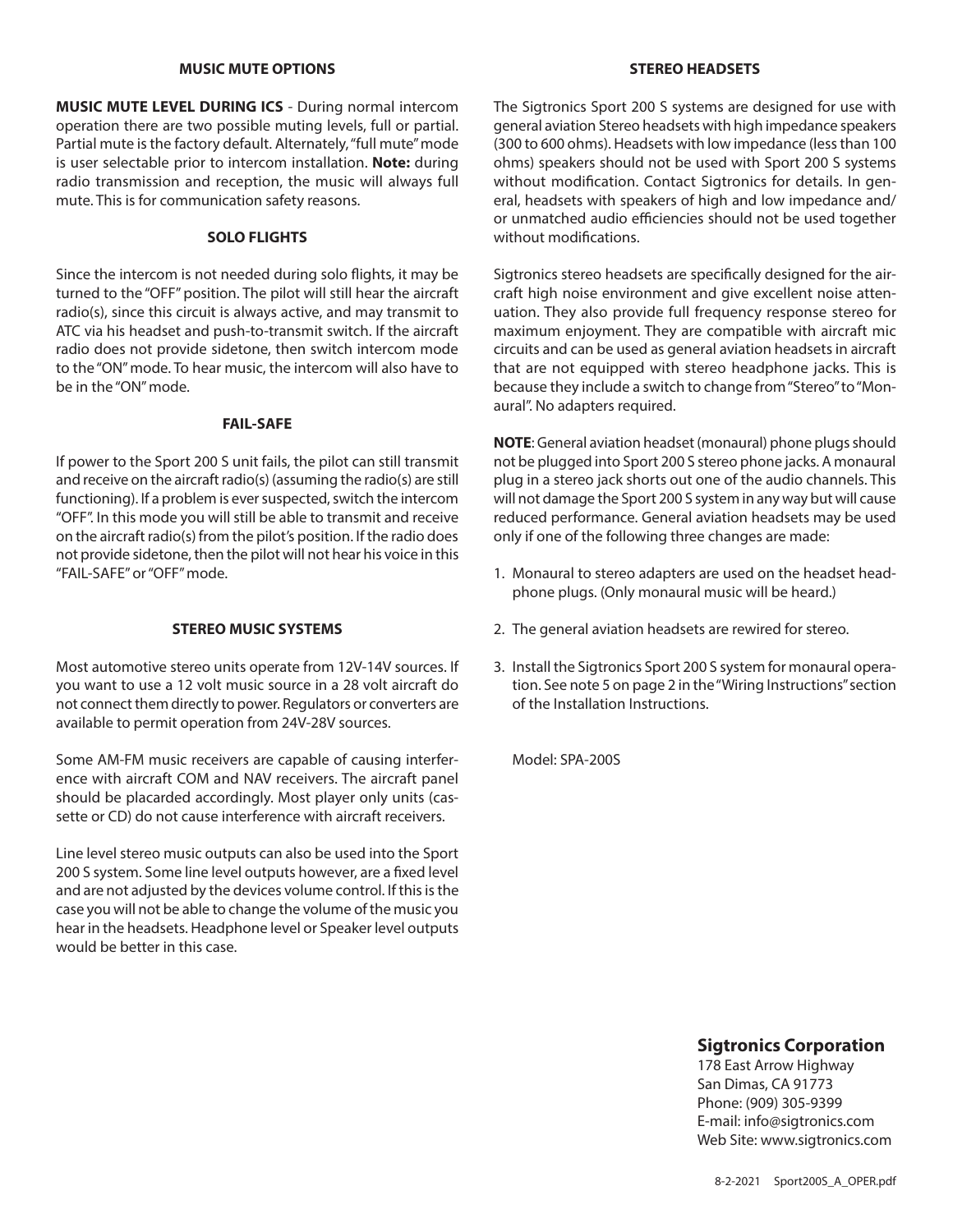## MUSIC MUTE OPTIONS

**MUSIC MUTE LEVEL DURING ICS** - During normal intercom operation there are two possible muting levels, full or partial. Partial mute is the factory default. Alternately, "full mute" mode is user selectable prior to intercom installation. **Note:** during radio transmission and reception, the music will always full mute. This is for communication safety reasons.

## SOLO FLIGHTS

Since the intercom is not needed during solo flights, it may be turned to the "OFF" position. The pilot will still hear the aircraft radio(s), since this circuit is always active, and may transmit to ATC via his headset and push-to-transmit switch. If the aircraft radio does not provide sidetone, then switch intercom mode to the "ON" mode. To hear music, the intercom will also have to be in the "ON" mode.

## FAIL-SAFE

If power to the Sport 200 S unit fails, the pilot can still transmit and receive on the aircraft radio(s) (assuming the radio(s) are still functioning). If a problem is ever suspected, switch the intercom "OFF". In this mode you will still be able to transmit and receive on the aircraft radio(s) from the pilot's position. If the radio does not provide sidetone, then the pilot will not hear his voice in this "FAIL-SAFE" or "OFF" mode.

## STEREO MUSIC SYSTEMS

Most automotive stereo units operate from 12V-14V sources. If you want to use a 12 volt music source in a 28 volt aircraft do not connect them directly to power. Regulators or converters are available to permit operation from 24V-28V sources.

Some AM-FM music receivers are capable of causing interference with aircraft COM and NAV receivers. The aircraft panel should be placarded accordingly. Most player only units (cassette or CD) do not cause interference with aircraft receivers.

Line level stereo music outputs can also be used into the Sport 200 S system. Some line level outputs however, are a fixed level and are not adjusted by the devices volume control. If this is the case you will not be able to change the volume of the music you hear in the headsets. Headphone level or Speaker level outputs would be better in this case.

## STEREO HEADSETS

The Sigtronics Sport 200 S systems are designed for use with general aviation Stereo headsets with high impedance speakers (300 to 600 ohms). Headsets with low impedance (less than 100 ohms) speakers should not be used with Sport 200 S systems without modification. Contact Sigtronics for details. In general, headsets with speakers of high and low impedance and/or unmatched audio efficiencies should not be used together without modifications.

Sigtronics stereo headsets are specifically designed for the aircraft high noise environment and give excellent noise attenuation. They also provide full frequency response stereo for maximum enjoyment. They are compatible with aircraft mic circuits and can be used as general aviation headsets in aircraft that are not equipped with stereo headphone jacks. This is because they include a switch to change from "Stereo" to "Monaural". No adapters required.

**NOTE**: General aviation headset (monaural) phone plugs should not be plugged into Sport 200 S stereo phone jacks. A monaural plug in a stereo jack shorts out one of the audio channels. This will not damage the Sport 200 S system in any way but will cause reduced performance. General aviation headsets may be used only if one of the following three changes are made:

1. Monaural to stereo adapters are used on the headset headphone plugs. (Only monaural music will be heard.)
2. The general aviation headsets are rewired for stereo.
3. Install the Sigtronics Sport 200 S system for monaural operation. See note 5 on page 2 in the "Wiring Instructions" section of the Installation Instructions.

Model: SPA-200S

**Sigtronics Corporation**
178 East Arrow Highway
San Dimas, CA 91773
Phone: (909) 305-9399
E-mail: info@sigtronics.com
Web Site: www.sigtronics.com

8-2-2021 Sport200S_A_OPER.pdf